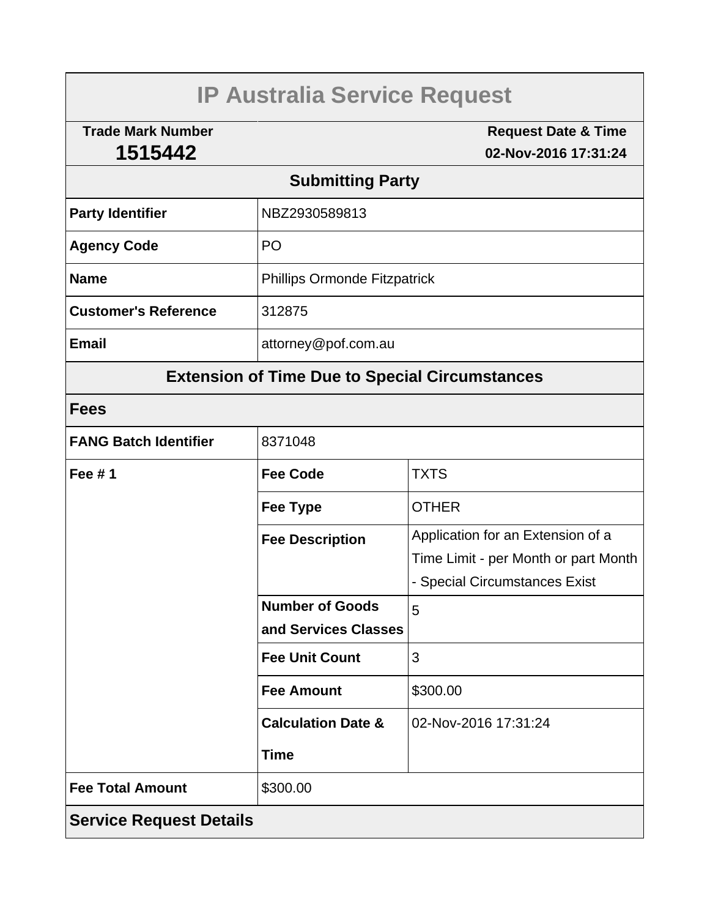# IP Australia Service Request

| Trade Mark Number | Request Date & Time |
|---|---|
| **1515442** | **02-Nov-2016 17:31:24** |

## Submitting Party

| | |
|---|---|
| **Party Identifier** | NBZ2930589813 |
| **Agency Code** | PO |
| **Name** | Phillips Ormonde Fitzpatrick |
| **Customer's Reference** | 312875 |
| **Email** | attorney@pof.com.au |

## Extension of Time Due to Special Circumstances

### Fees

| | | |
|---|---|---|
| **FANG Batch Identifier** | 8371048 | |
| **Fee # 1** | **Fee Code** | TXTS |
| | **Fee Type** | OTHER |
| | **Fee Description** | Application for an Extension of a Time Limit - per Month or part Month - Special Circumstances Exist |
| | **Number of Goods and Services Classes** | 5 |
| | **Fee Unit Count** | 3 |
| | **Fee Amount** | $300.00 |
| | **Calculation Date & Time** | 02-Nov-2016 17:31:24 |
| **Fee Total Amount** | $300.00 | |

### Service Request Details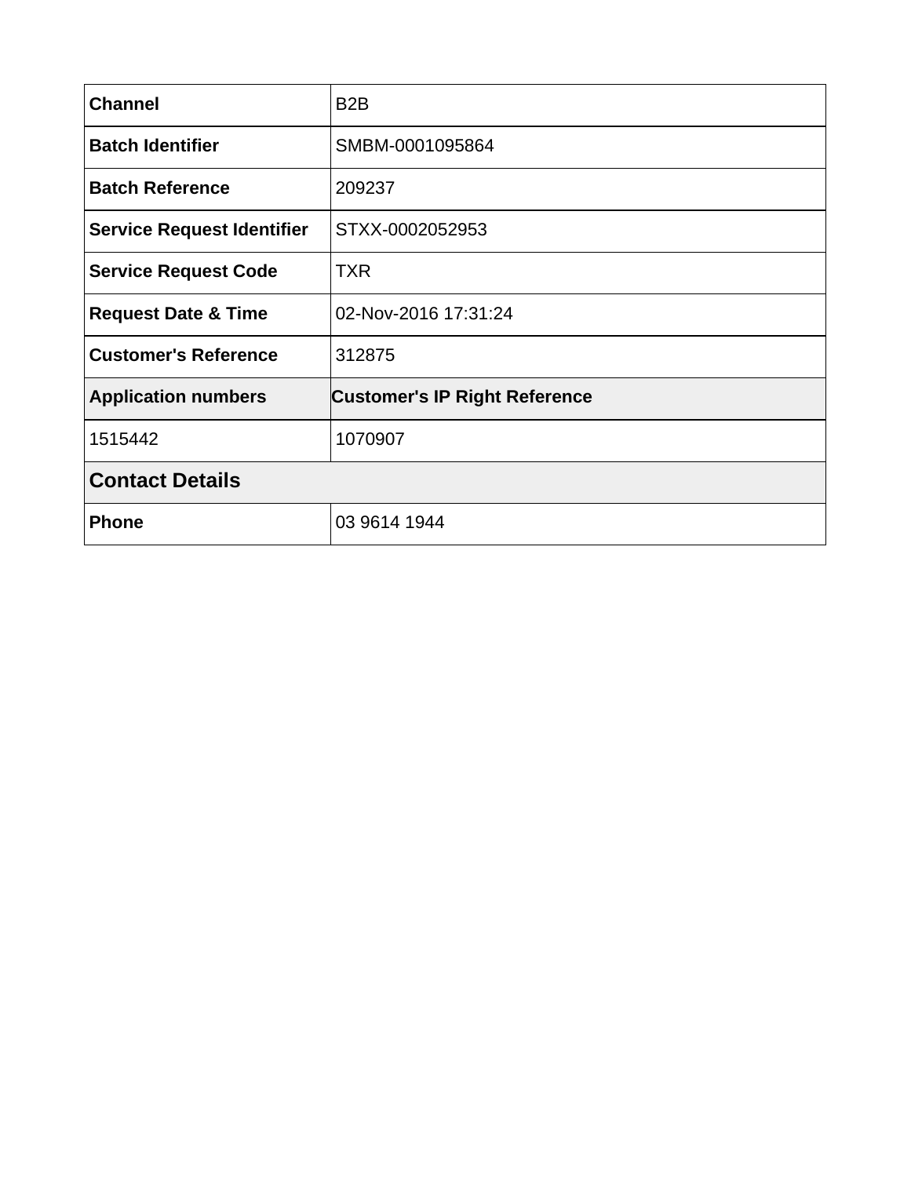| Channel | B2B |
|---|---|
| **Batch Identifier** | SMBM-0001095864 |
| **Batch Reference** | 209237 |
| **Service Request Identifier** | STXX-0002052953 |
| **Service Request Code** | TXR |
| **Request Date & Time** | 02-Nov-2016 17:31:24 |
| **Customer's Reference** | 312875 |
| **Application numbers** | **Customer's IP Right Reference** |
| 1515442 | 1070907 |
| **Contact Details** | |
| **Phone** | 03 9614 1944 |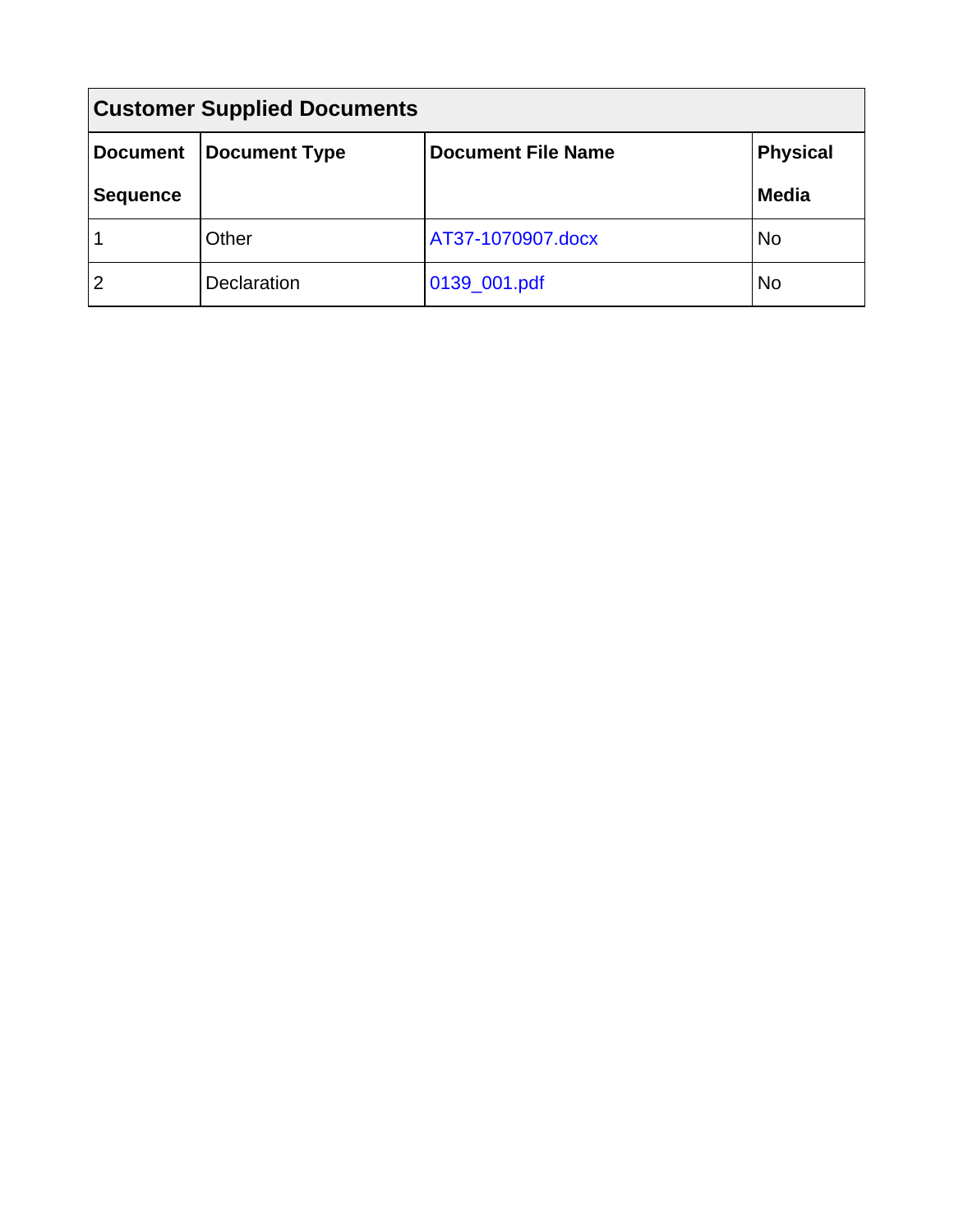| Customer Supplied Documents | | | |
|---|---|---|---|
| **Document Sequence** | **Document Type** | **Document File Name** | **Physical Media** |
| 1 | Other | AT37-1070907.docx | No |
| 2 | Declaration | 0139_001.pdf | No |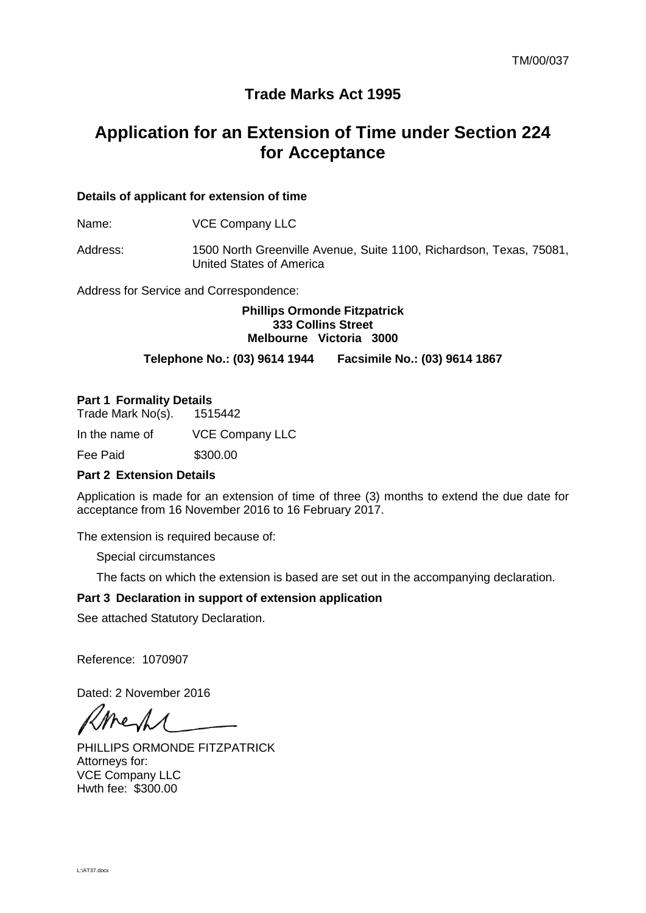TM/00/037

## Trade Marks Act 1995

# Application for an Extension of Time under Section 224 for Acceptance

**Details of applicant for extension of time**

Name: VCE Company LLC

Address: 1500 North Greenville Avenue, Suite 1100, Richardson, Texas, 75081, United States of America

Address for Service and Correspondence:

**Phillips Ormonde Fitzpatrick**
**333 Collins Street**
**Melbourne Victoria 3000**

**Telephone No.: (03) 9614 1944 Facsimile No.: (03) 9614 1867**

**Part 1 Formality Details**

Trade Mark No(s). 1515442

In the name of VCE Company LLC

Fee Paid $300.00

**Part 2 Extension Details**

Application is made for an extension of time of three (3) months to extend the due date for acceptance from 16 November 2016 to 16 February 2017.

The extension is required because of:

Special circumstances

The facts on which the extension is based are set out in the accompanying declaration.

**Part 3 Declaration in support of extension application**

See attached Statutory Declaration.

Reference: 1070907

Dated: 2 November 2016

PHILLIPS ORMONDE FITZPATRICK
Attorneys for:
VCE Company LLC
Hwth fee: $300.00

L:\AT37.docx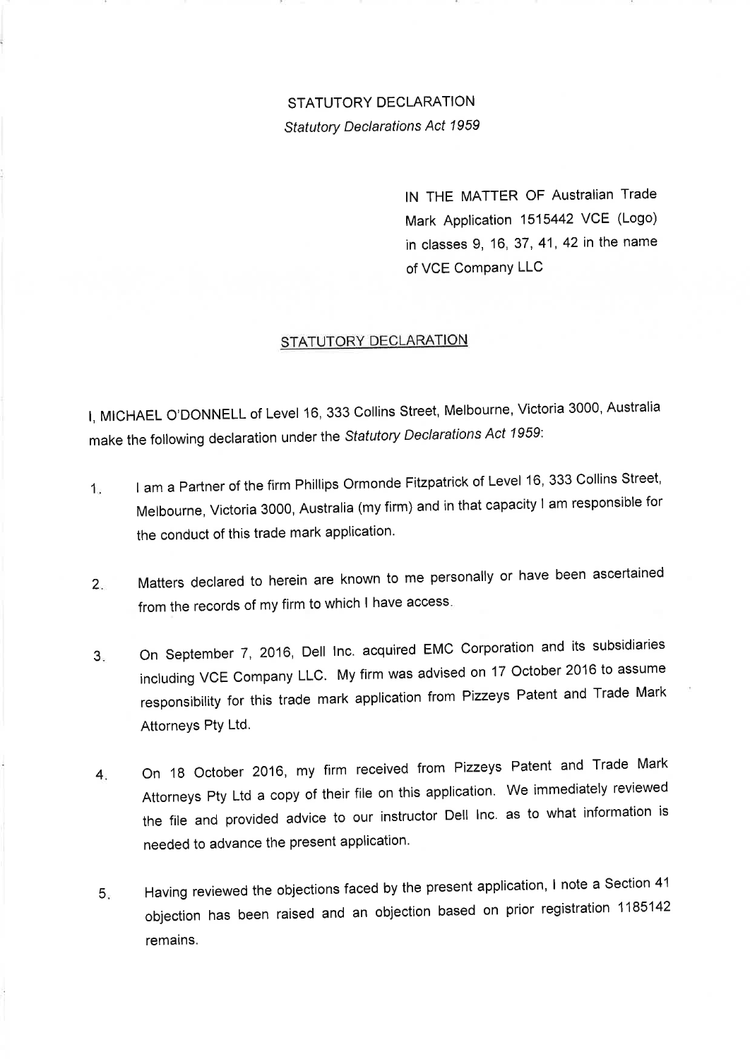# STATUTORY DECLARATION

*Statutory Declarations Act 1959*

IN THE MATTER OF Australian Trade Mark Application 1515442 VCE (Logo) in classes 9, 16, 37, 41, 42 in the name of VCE Company LLC

## STATUTORY DECLARATION

I, MICHAEL O'DONNELL of Level 16, 333 Collins Street, Melbourne, Victoria 3000, Australia make the following declaration under the *Statutory Declarations Act 1959*:

1. I am a Partner of the firm Phillips Ormonde Fitzpatrick of Level 16, 333 Collins Street, Melbourne, Victoria 3000, Australia (my firm) and in that capacity I am responsible for the conduct of this trade mark application.

2. Matters declared to herein are known to me personally or have been ascertained from the records of my firm to which I have access.

3. On September 7, 2016, Dell Inc. acquired EMC Corporation and its subsidiaries including VCE Company LLC. My firm was advised on 17 October 2016 to assume responsibility for this trade mark application from Pizzeys Patent and Trade Mark Attorneys Pty Ltd.

4. On 18 October 2016, my firm received from Pizzeys Patent and Trade Mark Attorneys Pty Ltd a copy of their file on this application. We immediately reviewed the file and provided advice to our instructor Dell Inc. as to what information is needed to advance the present application.

5. Having reviewed the objections faced by the present application, I note a Section 41 objection has been raised and an objection based on prior registration 1185142 remains.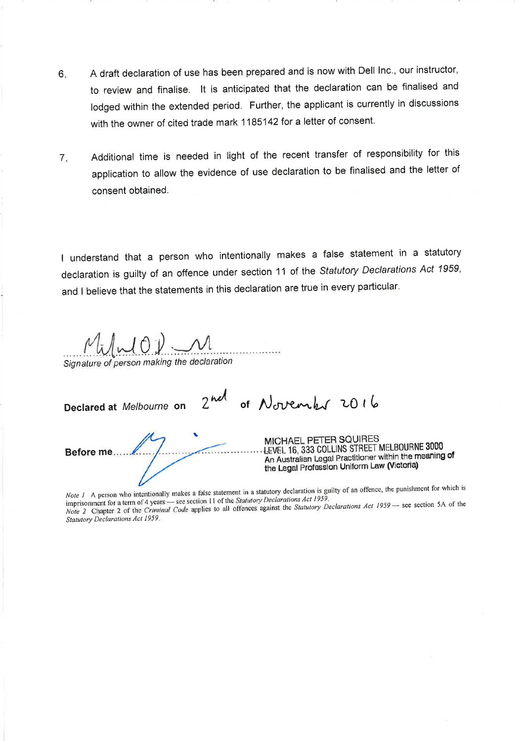6. A draft declaration of use has been prepared and is now with Dell Inc., our instructor, to review and finalise. It is anticipated that the declaration can be finalised and lodged within the extended period. Further, the applicant is currently in discussions with the owner of cited trade mark 1185142 for a letter of consent.

7. Additional time is needed in light of the recent transfer of responsibility for this application to allow the evidence of use declaration to be finalised and the letter of consent obtained.

I understand that a person who intentionally makes a false statement in a statutory declaration is guilty of an offence under section 11 of the *Statutory Declarations Act 1959*, and I believe that the statements in this declaration are true in every particular.

..................................................

*Signature of person making the declaration*

**Declared at** *Melbourne* **on** 2nd **of** November 2016

**Before me**..................................................

MICHAEL PETER SQUIRES
LEVEL 16, 333 COLLINS STREET MELBOURNE 3000
An Australian Legal Practitioner within the meaning of the Legal Profession Uniform Law (Victoria)

*Note 1* A person who intentionally makes a false statement in a statutory declaration is guilty of an offence, the punishment for which is imprisonment for a term of 4 years — see section 11 of the *Statutory Declarations Act 1959*.
*Note 2* Chapter 2 of the *Criminal Code* applies to all offences against the *Statutory Declarations Act 1959* — see section 5A of the *Statutory Declarations Act 1959*.